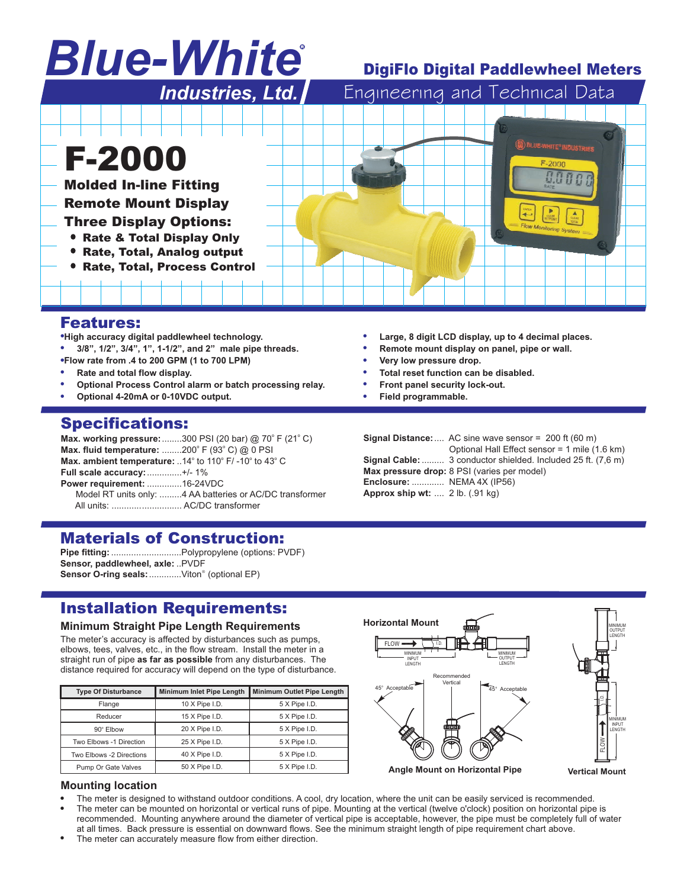# Blue-White® Industries, Ltd.

## DigiFlo Digital Paddlewheel Meters

Engineering and Technical Data

# F-2000

**Molded In-line Fitting**

**Remote Mount Display**

**Three Display Options:**

- **Rate & Total Display Only**
- **Rate, Total, Analog output**
- **Rate, Total, Process Control**

## Features:

- **High accuracy digital paddlewheel technology.**
- **3/8", 1/2", 3/4", 1", 1-1/2", and 2" male pipe threads.**
- **Flow rate from .4 to 200 GPM (1 to 700 LPM)**
- **Rate and total flow display.**
- **Optional Process Control alarm or batch processing relay.**
- **Optional 4-20mA or 0-10VDC output.**
- **Large, 8 digit LCD display, up to 4 decimal places.**
- **Remote mount display on panel, pipe or wall.**
- **Very low pressure drop.**
- **Total reset function can be disabled.**
- **Front panel security lock-out.**
- **Field programmable.**

## Specifications:

**Max. working pressure:** ........300 PSI (20 bar) @ 70° F (21° C)
**Max. fluid temperature:** ........200° F (93° C) @ 0 PSI
**Max. ambient temperature:** ..14° to 110° F/ -10° to 43° C
**Full scale accuracy:** ..............+/- 1%
**Power requirement:** ..............16-24VDC
Model RT units only: .........4 AA batteries or AC/DC transformer
All units: ............................ AC/DC transformer

**Signal Distance:**.... AC sine wave sensor = 200 ft (60 m)
Optional Hall Effect sensor = 1 mile (1.6 km)
**Signal Cable:** ......... 3 conductor shielded. Included 25 ft. (7,6 m)
**Max pressure drop:** 8 PSI (varies per model)
**Enclosure:** ............. NEMA 4X (IP56)
**Approx ship wt:** .... 2 lb. (.91 kg)

## Materials of Construction:

**Pipe fitting:** ............................Polypropylene (options: PVDF)
**Sensor, paddlewheel, axle:** ..PVDF
**Sensor O-ring seals:** .............Viton® (optional EP)

## Installation Requirements:

### Minimum Straight Pipe Length Requirements

The meter's accuracy is affected by disturbances such as pumps, elbows, tees, valves, etc., in the flow stream. Install the meter in a straight run of pipe **as far as possible** from any disturbances. The distance required for accuracy will depend on the type of disturbance.

| Type Of Disturbance | Minimum Inlet Pipe Length | Minimum Outlet Pipe Length |
|---|---|---|
| Flange | 10 X Pipe I.D. | 5 X Pipe I.D. |
| Reducer | 15 X Pipe I.D. | 5 X Pipe I.D. |
| 90° Elbow | 20 X Pipe I.D. | 5 X Pipe I.D. |
| Two Elbows -1 Direction | 25 X Pipe I.D. | 5 X Pipe I.D. |
| Two Elbows -2 Directions | 40 X Pipe I.D. | 5 X Pipe I.D. |
| Pump Or Gate Valves | 50 X Pipe I.D. | 5 X Pipe I.D. |

**Horizontal Mount**

FLOW — I.D. — MINIMUM INPUT LENGTH — MINIMUM OUTPUT LENGTH

45° Acceptable — Recommended Vertical — 45° Acceptable

**Angle Mount on Horizontal Pipe**

MINIMUM OUTPUT LENGTH — I.D. — MINIMUM INPUT LENGTH — FLOW

**Vertical Mount**

### Mounting location

- The meter is designed to withstand outdoor conditions. A cool, dry location, where the unit can be easily serviced is recommended.
- The meter can be mounted on horizontal or vertical runs of pipe. Mounting at the vertical (twelve o'clock) position on horizontal pipe is recommended. Mounting anywhere around the diameter of vertical pipe is acceptable, however, the pipe must be completely full of water at all times. Back pressure is essential on downward flows. See the minimum straight length of pipe requirement chart above.
- The meter can accurately measure flow from either direction.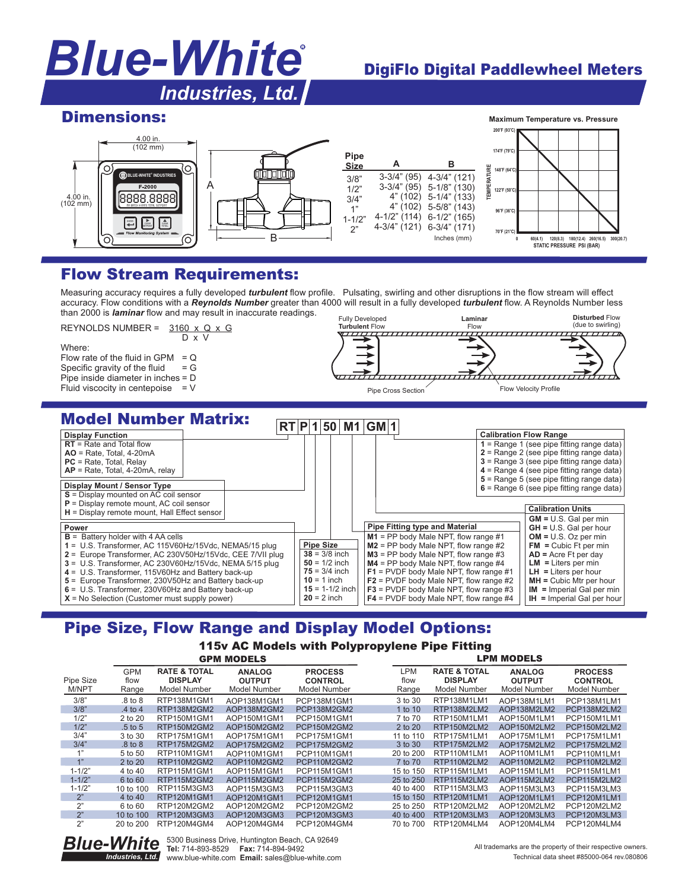# Blue-White Industries, Ltd.

## DigiFlo Digital Paddlewheel Meters

## Dimensions:

4.00 in. (102 mm)

4.00 in. (102 mm)

A

B

| Pipe Size | A | B |
|---|---|---|
| 3/8" | 3-3/4" (95) | 4-3/4" (121) |
| 1/2" | 3-3/4" (95) | 5-1/8" (130) |
| 3/4" | 4" (102) | 5-1/4" (133) |
| 1" | 4" (102) | 5-5/8" (143) |
| 1-1/2" | 4-1/2" (114) | 6-1/2" (165) |
| 2" | 4-3/4" (121) | 6-3/4" (171) |

Inches (mm)

**Maximum Temperature vs. Pressure**

TEMPERATURE

200°F (93°C)
174°F (79°C)
148°F (64°C)
122°F (50°C)
96°F (36°C)
70°F (21°C)

0
60(4.1)
120(8.3)
180(12.4)
260(16.5)
300(20.7)

STATIC PRESSURE PSI (BAR)

## Flow Stream Requirements:

Measuring accuracy requires a fully developed ***turbulent*** flow profile. Pulsating, swirling and other disruptions in the flow stream will effect accuracy. Flow conditions with a ***Reynolds Number*** greater than 4000 will result in a fully developed ***turbulent*** flow. A Reynolds Number less than 2000 is ***laminar*** flow and may result in inaccurate readings.

$$\text{REYNOLDS NUMBER} = \frac{3160 \times Q \times G}{D \times V}$$

Where:
- Flow rate of the fluid in GPM = Q
- Specific gravity of the fluid = G
- Pipe inside diameter in inches = D
- Fluid viscocity in centepoise = V

Fully Developed Turbulent Flow
Laminar Flow
Disturbed Flow (due to swirling)
Pipe Cross Section
Flow Velocity Profile

## Model Number Matrix:

**RT P 1 50 M1 GM 1**

**Display Function**
- **RT** = Rate and Total flow
- **AO** = Rate, Total, 4-20mA
- **PC** = Rate, Total, Relay
- **AP** = Rate, Total, 4-20mA, relay

**Display Mount / Sensor Type**
- **S** = Display mounted on AC coil sensor
- **P** = Display remote mount, AC coil sensor
- **H** = Display remote mount, Hall Effect sensor

**Power**
- **B** = Battery holder with 4 AA cells
- **1** = U.S. Transformer, AC 115V60Hz/15Vdc, NEMA5/15 plug
- **2** = Europe Transformer, AC 230V50Hz/15Vdc, CEE 7/VII plug
- **3** = U.S. Transformer, AC 230V60Hz/15Vdc, NEMA 5/15 plug
- **4** = U.S. Transformer, 115V60Hz and Battery back-up
- **5** = Europe Transformer, 230V50Hz and Battery back-up
- **6** = U.S. Transformer, 230V60Hz and Battery back-up
- **X** = No Selection (Customer must supply power)

**Pipe Size**
- **38** = 3/8 inch
- **50** = 1/2 inch
- **75** = 3/4 inch
- **10** = 1 inch
- **15** = 1-1/2 inch
- **20** = 2 inch

**Pipe Fitting type and Material**
- **M1** = PP body Male NPT, flow range #1
- **M2** = PP body Male NPT, flow range #2
- **M3** = PP body Male NPT, flow range #3
- **M4** = PP body Male NPT, flow range #4
- **F1** = PVDF body Male NPT, flow range #1
- **F2** = PVDF body Male NPT, flow range #2
- **F3** = PVDF body Male NPT, flow range #3
- **F4** = PVDF body Male NPT, flow range #4

**Calibration Flow Range**
- **1** = Range 1 (see pipe fitting range data)
- **2** = Range 2 (see pipe fitting range data)
- **3** = Range 3 (see pipe fitting range data)
- **4** = Range 4 (see pipe fitting range data)
- **5** = Range 5 (see pipe fitting range data)
- **6** = Range 6 (see pipe fitting range data)

**Calibration Units**
- **GM** = U.S. Gal per min
- **GH** = U.S. Gal per hour
- **OM** = U.S. Oz per min
- **FM** = Cubic Ft per min
- **AD** = Acre Ft per day
- **LM** = Liters per min
- **LH** = Liters per hour
- **MH** = Cubic Mtr per hour
- **IM** = Imperial Gal per min
- **IH** = Imperial Gal per hour

## Pipe Size, Flow Range and Display Model Options:

### 115v AC Models with Polypropylene Pipe Fitting

| | GPM MODELS | | | | LPM MODELS | | | |
|---|---|---|---|---|---|---|---|---|
| Pipe Size M/NPT | GPM flow Range | RATE & TOTAL DISPLAY Model Number | ANALOG OUTPUT Model Number | PROCESS CONTROL Model Number | LPM flow Range | RATE & TOTAL DISPLAY Model Number | ANALOG OUTPUT Model Number | PROCESS CONTROL Model Number |
| 3/8" | .8 to 8 | RTP138M1GM1 | AOP138M1GM1 | PCP138M1GM1 | 3 to 30 | RTP138M1LM1 | AOP138M1LM1 | PCP138M1LM1 |
| 3/8" | .4 to 4 | RTP138M2GM2 | AOP138M2GM2 | PCP138M2GM2 | 1 to 10 | RTP138M2LM2 | AOP138M2LM2 | PCP138M2LM2 |
| 1/2" | 2 to 20 | RTP150M1GM1 | AOP150M1GM1 | PCP150M1GM1 | 7 to 70 | RTP150M1LM1 | AOP150M1LM1 | PCP150M1LM1 |
| 1/2" | .5 to 5 | RTP150M2GM2 | AOP150M2GM2 | PCP150M2GM2 | 2 to 20 | RTP150M2LM2 | AOP150M2LM2 | PCP150M2LM2 |
| 3/4" | 3 to 30 | RTP175M1GM1 | AOP175M1GM1 | PCP175M1GM1 | 11 to 110 | RTP175M1LM1 | AOP175M1LM1 | PCP175M1LM1 |
| 3/4" | .8 to 8 | RTP175M2GM2 | AOP175M2GM2 | PCP175M2GM2 | 3 to 30 | RTP175M2LM2 | AOP175M2LM2 | PCP175M2LM2 |
| 1" | 5 to 50 | RTP110M1GM1 | AOP110M1GM1 | PCP110M1GM1 | 20 to 200 | RTP110M1LM1 | AOP110M1LM1 | PCP110M1LM1 |
| 1" | 2 to 20 | RTP110M2GM2 | AOP110M2GM2 | PCP110M2GM2 | 7 to 70 | RTP110M2LM2 | AOP110M2LM2 | PCP110M2LM2 |
| 1-1/2" | 4 to 40 | RTP115M1GM1 | AOP115M1GM1 | PCP115M1GM1 | 15 to 150 | RTP115M1LM1 | AOP115M1LM1 | PCP115M1LM1 |
| 1-1/2" | 6 to 60 | RTP115M2GM2 | AOP115M2GM2 | PCP115M2GM2 | 25 to 250 | RTP115M2LM2 | AOP115M2LM2 | PCP115M2LM2 |
| 1-1/2" | 10 to 100 | RTP115M3GM3 | AOP115M3GM3 | PCP115M3GM3 | 40 to 400 | RTP115M3LM3 | AOP115M3LM3 | PCP115M3LM3 |
| 2" | 4 to 40 | RTP120M1GM1 | AOP120M1GM1 | PCP120M1GM1 | 15 to 150 | RTP120M1LM1 | AOP120M1LM1 | PCP120M1LM1 |
| 2" | 6 to 60 | RTP120M2GM2 | AOP120M2GM2 | PCP120M2GM2 | 25 to 250 | RTP120M2LM2 | AOP120M2LM2 | PCP120M2LM2 |
| 2" | 10 to 100 | RTP120M3GM3 | AOP120M3GM3 | PCP120M3GM3 | 40 to 400 | RTP120M3LM3 | AOP120M3LM3 | PCP120M3LM3 |
| 2" | 20 to 200 | RTP120M4GM4 | AOP120M4GM4 | PCP120M4GM4 | 70 to 700 | RTP120M4LM4 | AOP120M4LM4 | PCP120M4LM4 |

**Blue-White Industries, Ltd.**
5300 Business Drive, Huntington Beach, CA 92649
**Tel:** 714-893-8529 **Fax:** 714-894-9492
www.blue-white.com **Email:** sales@blue-white.com

All trademarks are the property of their respective owners.
Technical data sheet #85000-064 rev.080806